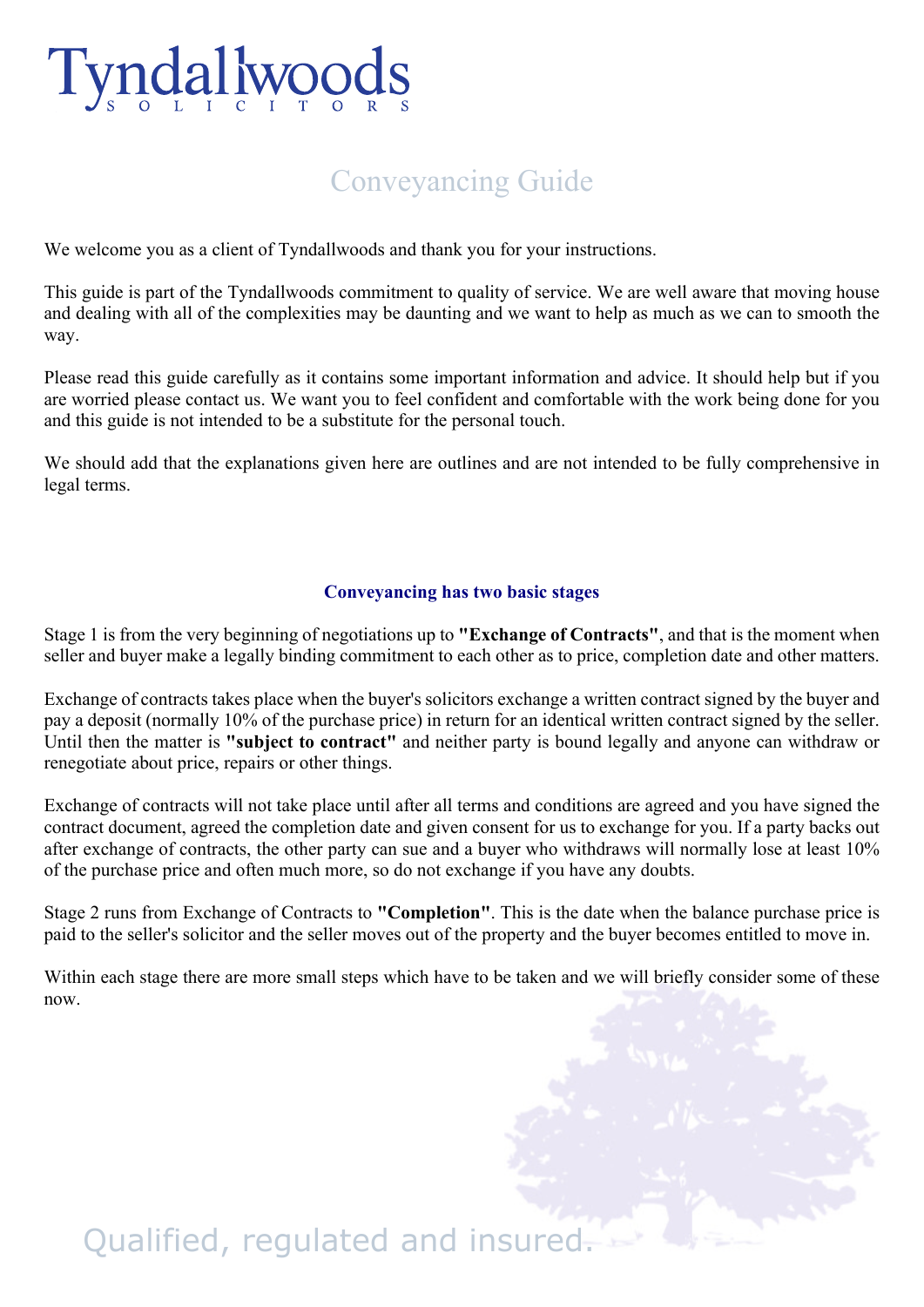# Tyndallwoods

SOLICITORS

## Conveyancing Guide

We welcome you as a client of Tyndallwoods and thank you for your instructions.

This guide is part of the Tyndallwoods commitment to quality of service. We are well aware that moving house and dealing with all of the complexities may be daunting and we want to help as much as we can to smooth the way.

Please read this guide carefully as it contains some important information and advice. It should help but if you are worried please contact us. We want you to feel confident and comfortable with the work being done for you and this guide is not intended to be a substitute for the personal touch.

We should add that the explanations given here are outlines and are not intended to be fully comprehensive in legal terms.

### Conveyancing has two basic stages

Stage 1 is from the very beginning of negotiations up to **"Exchange of Contracts"**, and that is the moment when seller and buyer make a legally binding commitment to each other as to price, completion date and other matters.

Exchange of contracts takes place when the buyer's solicitors exchange a written contract signed by the buyer and pay a deposit (normally 10% of the purchase price) in return for an identical written contract signed by the seller. Until then the matter is **"subject to contract"** and neither party is bound legally and anyone can withdraw or renegotiate about price, repairs or other things.

Exchange of contracts will not take place until after all terms and conditions are agreed and you have signed the contract document, agreed the completion date and given consent for us to exchange for you. If a party backs out after exchange of contracts, the other party can sue and a buyer who withdraws will normally lose at least 10% of the purchase price and often much more, so do not exchange if you have any doubts.

Stage 2 runs from Exchange of Contracts to **"Completion"**. This is the date when the balance purchase price is paid to the seller's solicitor and the seller moves out of the property and the buyer becomes entitled to move in.

Within each stage there are more small steps which have to be taken and we will briefly consider some of these now.

Qualified, regulated and insured.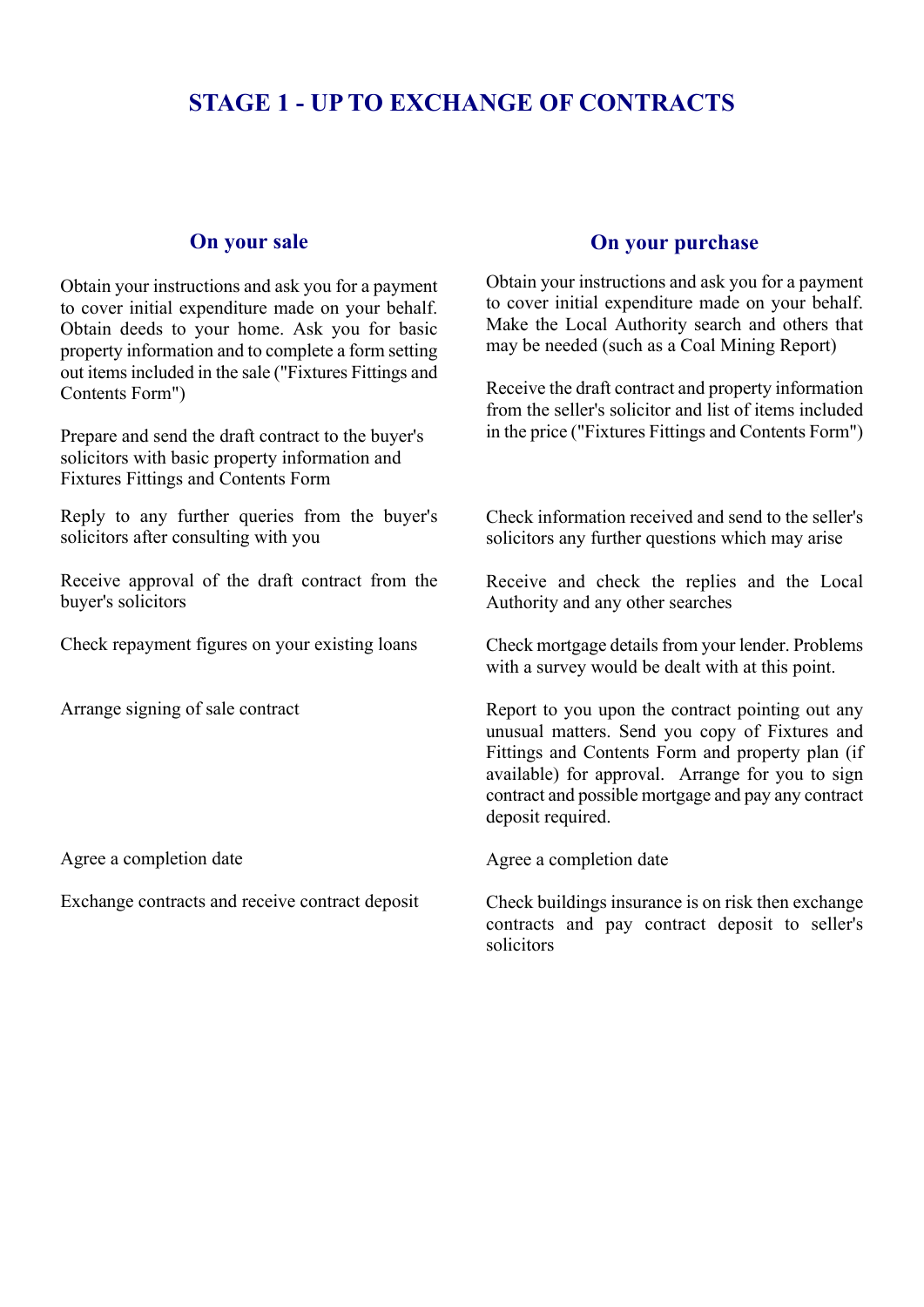# STAGE 1 - UP TO EXCHANGE OF CONTRACTS

## On your sale

Obtain your instructions and ask you for a payment to cover initial expenditure made on your behalf. Obtain deeds to your home. Ask you for basic property information and to complete a form setting out items included in the sale ("Fixtures Fittings and Contents Form")

Prepare and send the draft contract to the buyer's solicitors with basic property information and Fixtures Fittings and Contents Form

Reply to any further queries from the buyer's solicitors after consulting with you

Receive approval of the draft contract from the buyer's solicitors

Check repayment figures on your existing loans

Arrange signing of sale contract

Agree a completion date

Exchange contracts and receive contract deposit

## On your purchase

Obtain your instructions and ask you for a payment to cover initial expenditure made on your behalf. Make the Local Authority search and others that may be needed (such as a Coal Mining Report)

Receive the draft contract and property information from the seller's solicitor and list of items included in the price ("Fixtures Fittings and Contents Form")

Check information received and send to the seller's solicitors any further questions which may arise

Receive and check the replies and the Local Authority and any other searches

Check mortgage details from your lender. Problems with a survey would be dealt with at this point.

Report to you upon the contract pointing out any unusual matters. Send you copy of Fixtures and Fittings and Contents Form and property plan (if available) for approval. Arrange for you to sign contract and possible mortgage and pay any contract deposit required.

Agree a completion date

Check buildings insurance is on risk then exchange contracts and pay contract deposit to seller's solicitors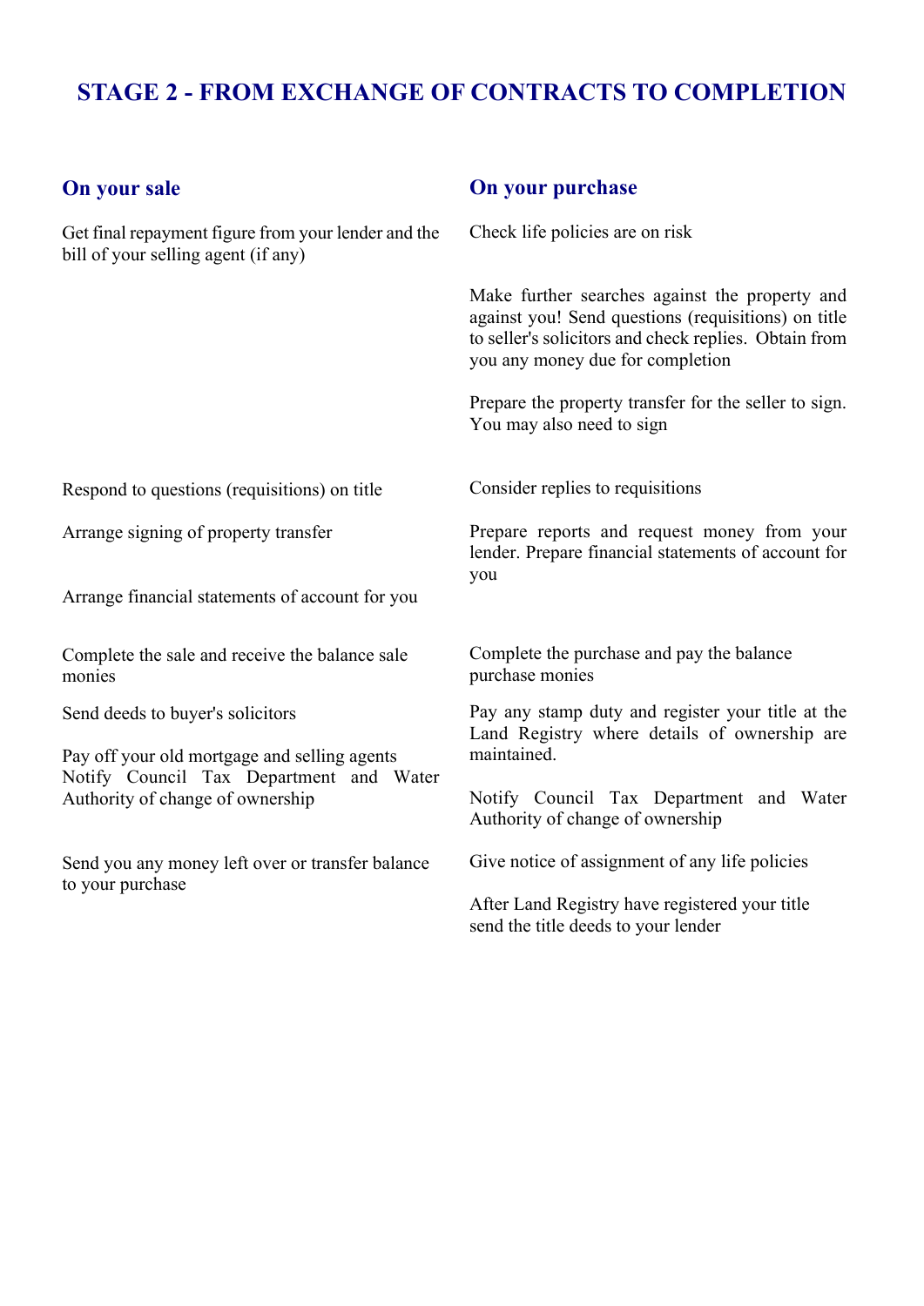# STAGE 2 - FROM EXCHANGE OF CONTRACTS TO COMPLETION

## On your sale

Get final repayment figure from your lender and the bill of your selling agent (if any)

Respond to questions (requisitions) on title

Arrange signing of property transfer

Arrange financial statements of account for you

Complete the sale and receive the balance sale monies

Send deeds to buyer's solicitors

Pay off your old mortgage and selling agents
Notify Council Tax Department and Water Authority of change of ownership

Send you any money left over or transfer balance to your purchase

## On your purchase

Check life policies are on risk

Make further searches against the property and against you! Send questions (requisitions) on title to seller's solicitors and check replies. Obtain from you any money due for completion

Prepare the property transfer for the seller to sign. You may also need to sign

Consider replies to requisitions

Prepare reports and request money from your lender. Prepare financial statements of account for you

Complete the purchase and pay the balance purchase monies

Pay any stamp duty and register your title at the Land Registry where details of ownership are maintained.

Notify Council Tax Department and Water Authority of change of ownership

Give notice of assignment of any life policies

After Land Registry have registered your title send the title deeds to your lender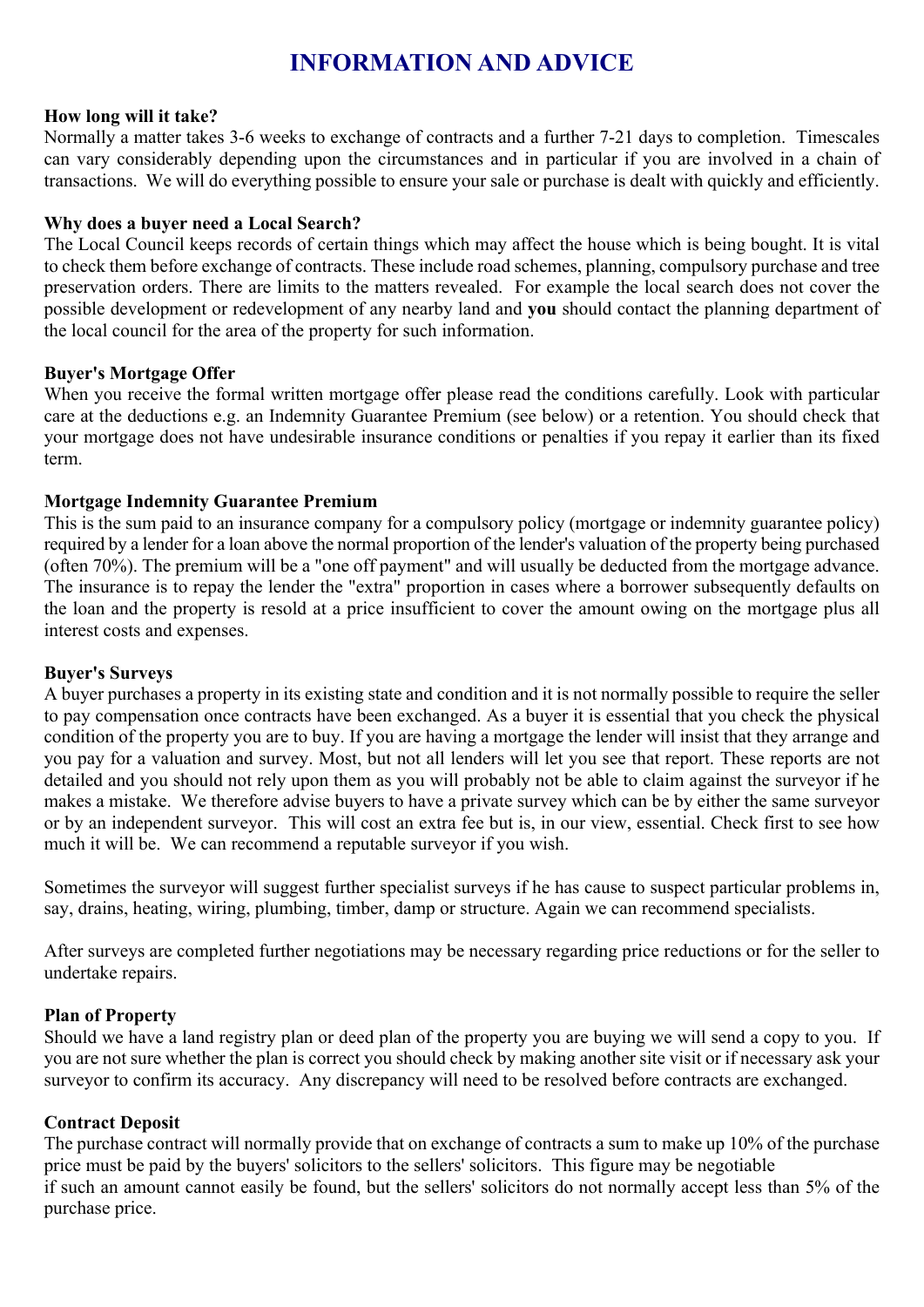# INFORMATION AND ADVICE

**How long will it take?**
Normally a matter takes 3-6 weeks to exchange of contracts and a further 7-21 days to completion. Timescales can vary considerably depending upon the circumstances and in particular if you are involved in a chain of transactions. We will do everything possible to ensure your sale or purchase is dealt with quickly and efficiently.

**Why does a buyer need a Local Search?**
The Local Council keeps records of certain things which may affect the house which is being bought. It is vital to check them before exchange of contracts. These include road schemes, planning, compulsory purchase and tree preservation orders. There are limits to the matters revealed. For example the local search does not cover the possible development or redevelopment of any nearby land and **you** should contact the planning department of the local council for the area of the property for such information.

**Buyer's Mortgage Offer**
When you receive the formal written mortgage offer please read the conditions carefully. Look with particular care at the deductions e.g. an Indemnity Guarantee Premium (see below) or a retention. You should check that your mortgage does not have undesirable insurance conditions or penalties if you repay it earlier than its fixed term.

**Mortgage Indemnity Guarantee Premium**
This is the sum paid to an insurance company for a compulsory policy (mortgage or indemnity guarantee policy) required by a lender for a loan above the normal proportion of the lender's valuation of the property being purchased (often 70%). The premium will be a "one off payment" and will usually be deducted from the mortgage advance. The insurance is to repay the lender the "extra" proportion in cases where a borrower subsequently defaults on the loan and the property is resold at a price insufficient to cover the amount owing on the mortgage plus all interest costs and expenses.

**Buyer's Surveys**
A buyer purchases a property in its existing state and condition and it is not normally possible to require the seller to pay compensation once contracts have been exchanged. As a buyer it is essential that you check the physical condition of the property you are to buy. If you are having a mortgage the lender will insist that they arrange and you pay for a valuation and survey. Most, but not all lenders will let you see that report. These reports are not detailed and you should not rely upon them as you will probably not be able to claim against the surveyor if he makes a mistake. We therefore advise buyers to have a private survey which can be by either the same surveyor or by an independent surveyor. This will cost an extra fee but is, in our view, essential. Check first to see how much it will be. We can recommend a reputable surveyor if you wish.

Sometimes the surveyor will suggest further specialist surveys if he has cause to suspect particular problems in, say, drains, heating, wiring, plumbing, timber, damp or structure. Again we can recommend specialists.

After surveys are completed further negotiations may be necessary regarding price reductions or for the seller to undertake repairs.

**Plan of Property**
Should we have a land registry plan or deed plan of the property you are buying we will send a copy to you. If you are not sure whether the plan is correct you should check by making another site visit or if necessary ask your surveyor to confirm its accuracy. Any discrepancy will need to be resolved before contracts are exchanged.

**Contract Deposit**
The purchase contract will normally provide that on exchange of contracts a sum to make up 10% of the purchase price must be paid by the buyers' solicitors to the sellers' solicitors. This figure may be negotiable if such an amount cannot easily be found, but the sellers' solicitors do not normally accept less than 5% of the purchase price.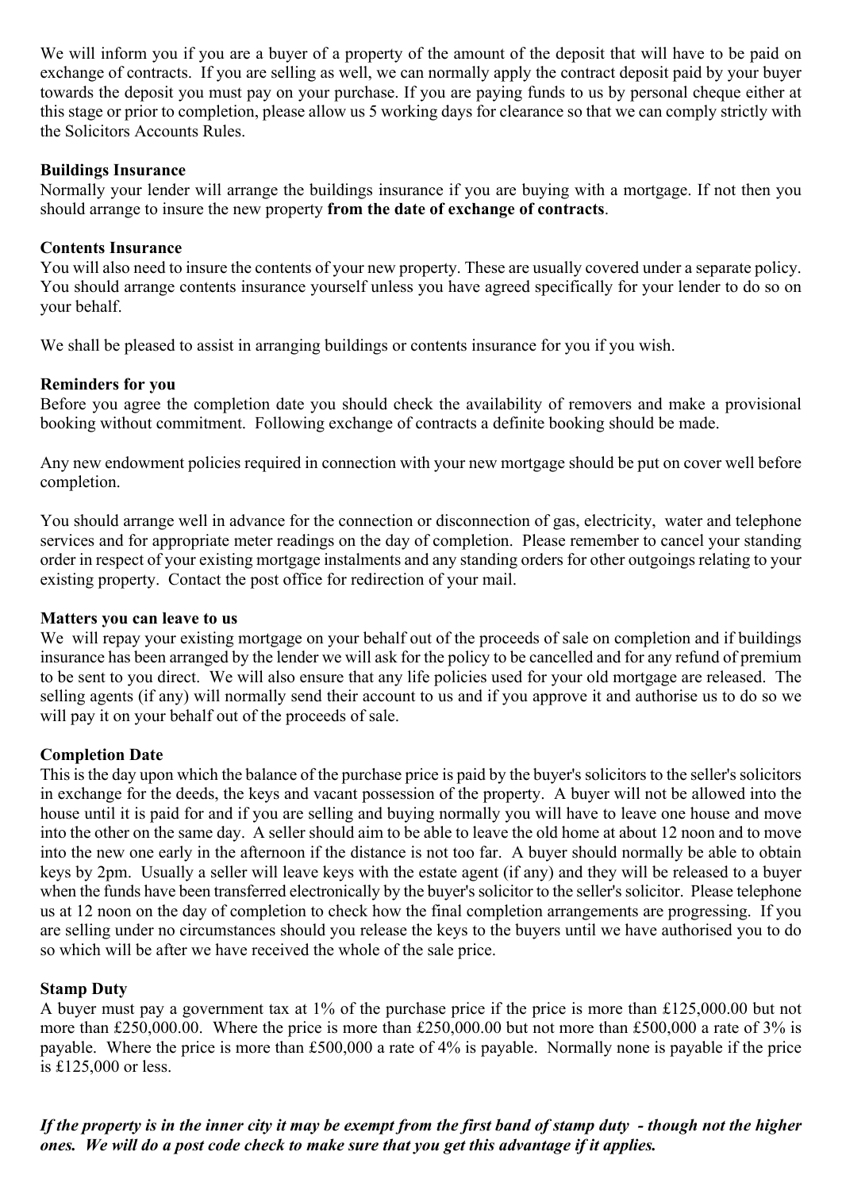We will inform you if you are a buyer of a property of the amount of the deposit that will have to be paid on exchange of contracts. If you are selling as well, we can normally apply the contract deposit paid by your buyer towards the deposit you must pay on your purchase. If you are paying funds to us by personal cheque either at this stage or prior to completion, please allow us 5 working days for clearance so that we can comply strictly with the Solicitors Accounts Rules.

**Buildings Insurance**

Normally your lender will arrange the buildings insurance if you are buying with a mortgage. If not then you should arrange to insure the new property **from the date of exchange of contracts**.

**Contents Insurance**

You will also need to insure the contents of your new property. These are usually covered under a separate policy. You should arrange contents insurance yourself unless you have agreed specifically for your lender to do so on your behalf.

We shall be pleased to assist in arranging buildings or contents insurance for you if you wish.

**Reminders for you**

Before you agree the completion date you should check the availability of removers and make a provisional booking without commitment. Following exchange of contracts a definite booking should be made.

Any new endowment policies required in connection with your new mortgage should be put on cover well before completion.

You should arrange well in advance for the connection or disconnection of gas, electricity, water and telephone services and for appropriate meter readings on the day of completion. Please remember to cancel your standing order in respect of your existing mortgage instalments and any standing orders for other outgoings relating to your existing property. Contact the post office for redirection of your mail.

**Matters you can leave to us**

We will repay your existing mortgage on your behalf out of the proceeds of sale on completion and if buildings insurance has been arranged by the lender we will ask for the policy to be cancelled and for any refund of premium to be sent to you direct. We will also ensure that any life policies used for your old mortgage are released. The selling agents (if any) will normally send their account to us and if you approve it and authorise us to do so we will pay it on your behalf out of the proceeds of sale.

**Completion Date**

This is the day upon which the balance of the purchase price is paid by the buyer's solicitors to the seller's solicitors in exchange for the deeds, the keys and vacant possession of the property. A buyer will not be allowed into the house until it is paid for and if you are selling and buying normally you will have to leave one house and move into the other on the same day. A seller should aim to be able to leave the old home at about 12 noon and to move into the new one early in the afternoon if the distance is not too far. A buyer should normally be able to obtain keys by 2pm. Usually a seller will leave keys with the estate agent (if any) and they will be released to a buyer when the funds have been transferred electronically by the buyer's solicitor to the seller's solicitor. Please telephone us at 12 noon on the day of completion to check how the final completion arrangements are progressing. If you are selling under no circumstances should you release the keys to the buyers until we have authorised you to do so which will be after we have received the whole of the sale price.

**Stamp Duty**

A buyer must pay a government tax at 1% of the purchase price if the price is more than £125,000.00 but not more than £250,000.00. Where the price is more than £250,000.00 but not more than £500,000 a rate of 3% is payable. Where the price is more than £500,000 a rate of 4% is payable. Normally none is payable if the price is £125,000 or less.

***If the property is in the inner city it may be exempt from the first band of stamp duty - though not the higher ones. We will do a post code check to make sure that you get this advantage if it applies.***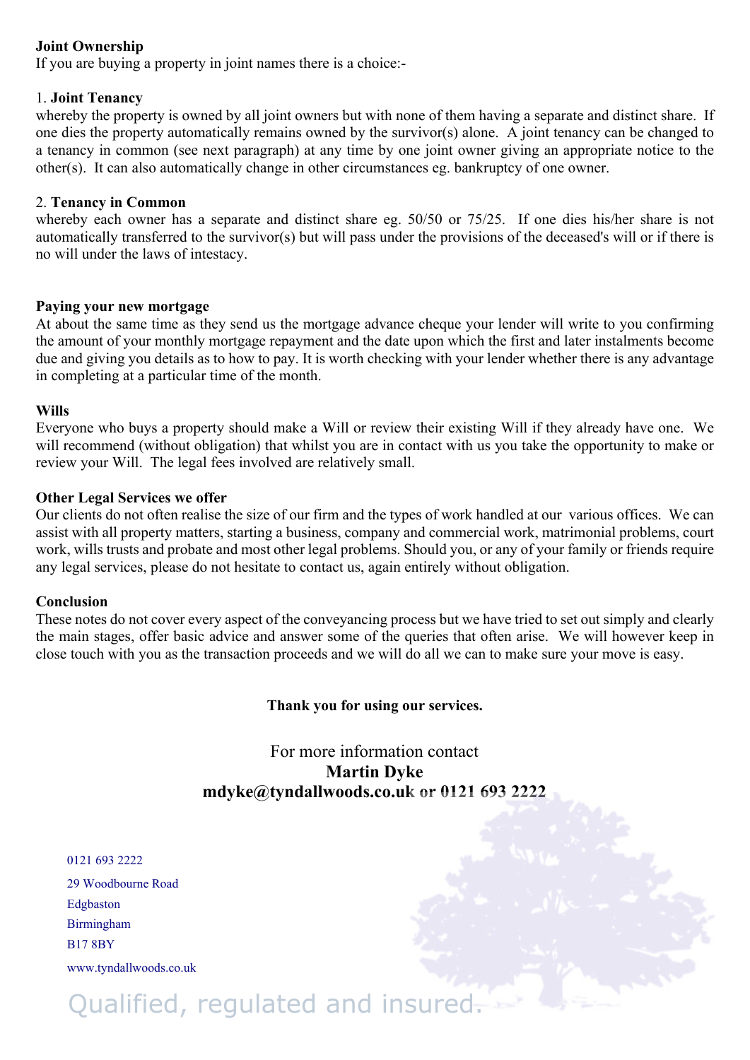**Joint Ownership**
If you are buying a property in joint names there is a choice:-

1. **Joint Tenancy**
whereby the property is owned by all joint owners but with none of them having a separate and distinct share. If one dies the property automatically remains owned by the survivor(s) alone. A joint tenancy can be changed to a tenancy in common (see next paragraph) at any time by one joint owner giving an appropriate notice to the other(s). It can also automatically change in other circumstances eg. bankruptcy of one owner.

2. **Tenancy in Common**
whereby each owner has a separate and distinct share eg. 50/50 or 75/25. If one dies his/her share is not automatically transferred to the survivor(s) but will pass under the provisions of the deceased's will or if there is no will under the laws of intestacy.

**Paying your new mortgage**
At about the same time as they send us the mortgage advance cheque your lender will write to you confirming the amount of your monthly mortgage repayment and the date upon which the first and later instalments become due and giving you details as to how to pay. It is worth checking with your lender whether there is any advantage in completing at a particular time of the month.

**Wills**
Everyone who buys a property should make a Will or review their existing Will if they already have one. We will recommend (without obligation) that whilst you are in contact with us you take the opportunity to make or review your Will. The legal fees involved are relatively small.

**Other Legal Services we offer**
Our clients do not often realise the size of our firm and the types of work handled at our various offices. We can assist with all property matters, starting a business, company and commercial work, matrimonial problems, court work, wills trusts and probate and most other legal problems. Should you, or any of your family or friends require any legal services, please do not hesitate to contact us, again entirely without obligation.

**Conclusion**
These notes do not cover every aspect of the conveyancing process but we have tried to set out simply and clearly the main stages, offer basic advice and answer some of the queries that often arise. We will however keep in close touch with you as the transaction proceeds and we will do all we can to make sure your move is easy.

**Thank you for using our services.**

For more information contact
**Martin Dyke**
**mdyke@tyndallwoods.co.uk or 0121 693 2222**

0121 693 2222
29 Woodbourne Road
Edgbaston
Birmingham
B17 8BY
www.tyndallwoods.co.uk

Qualified, regulated and insured.